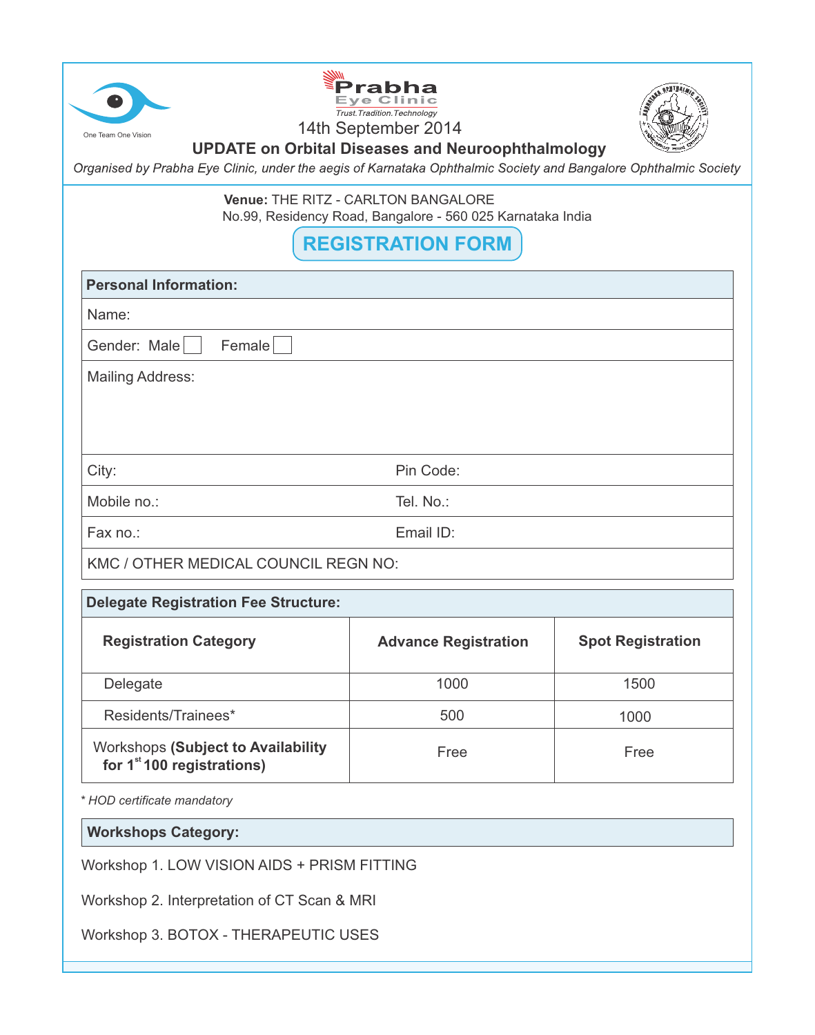One Team One Vision

**Prabha**
Eye Clinic
*Trust.Tradition.Technology*

14th September 2014

## UPDATE on Orbital Diseases and Neuroophthalmology

*Organised by Prabha Eye Clinic, under the aegis of Karnataka Ophthalmic Society and Bangalore Ophthalmic Society*

**Venue:** THE RITZ - CARLTON BANGALORE
No.99, Residency Road, Bangalore - 560 025 Karnataka India

# REGISTRATION FORM

| **Personal Information:** | |
|---|---|
| Name: | |
| Gender: Male ☐ Female ☐ | |
| Mailing Address: | |
| City: | Pin Code: |
| Mobile no.: | Tel. No.: |
| Fax no.: | Email ID: |
| KMC / OTHER MEDICAL COUNCIL REGN NO: | |

**Delegate Registration Fee Structure:**

| Registration Category | Advance Registration | Spot Registration |
|---|---|---|
| Delegate | 1000 | 1500 |
| Residents/Trainees* | 500 | 1000 |
| Workshops **(Subject to Availability for 1st 100 registrations)** | Free | Free |

*\* HOD certificate mandatory*

**Workshops Category:**

Workshop 1. LOW VISION AIDS + PRISM FITTING

Workshop 2. Interpretation of CT Scan & MRI

Workshop 3. BOTOX - THERAPEUTIC USES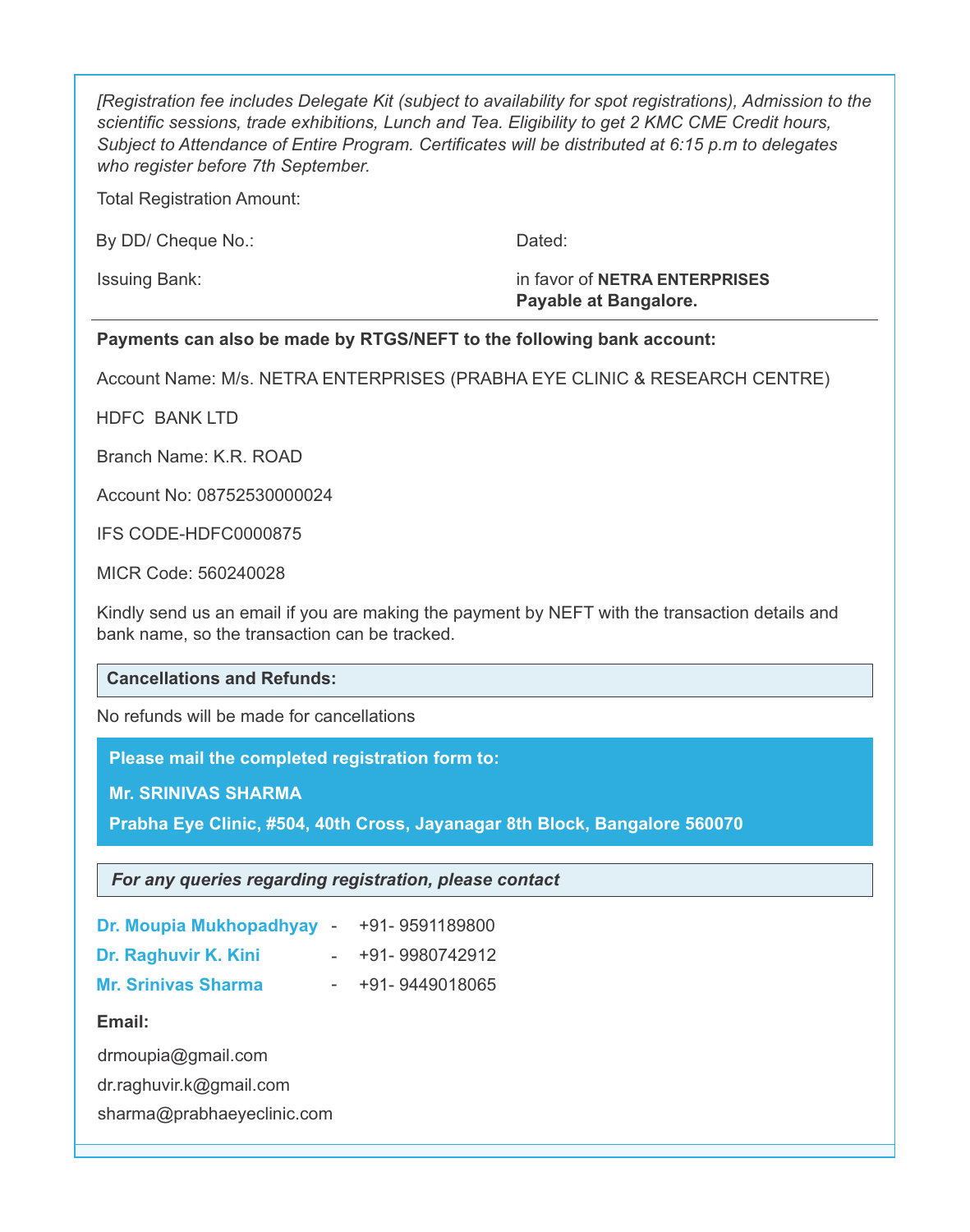*[Registration fee includes Delegate Kit (subject to availability for spot registrations), Admission to the scientific sessions, trade exhibitions, Lunch and Tea. Eligibility to get 2 KMC CME Credit hours, Subject to Attendance of Entire Program. Certificates will be distributed at 6:15 p.m to delegates who register before 7th September.*

Total Registration Amount:

By DD/ Cheque No.:

Dated:

Issuing Bank:

in favor of **NETRA ENTERPRISES**
**Payable at Bangalore.**

---

**Payments can also be made by RTGS/NEFT to the following bank account:**

Account Name: M/s. NETRA ENTERPRISES (PRABHA EYE CLINIC & RESEARCH CENTRE)

HDFC BANK LTD

Branch Name: K.R. ROAD

Account No: 08752530000024

IFS CODE-HDFC0000875

MICR Code: 560240028

Kindly send us an email if you are making the payment by NEFT with the transaction details and bank name, so the transaction can be tracked.

**Cancellations and Refunds:**

No refunds will be made for cancellations

**Please mail the completed registration form to:**

**Mr. SRINIVAS SHARMA**

**Prabha Eye Clinic, #504, 40th Cross, Jayanagar 8th Block, Bangalore 560070**

***For any queries regarding registration, please contact***

**Dr. Moupia Mukhopadhyay** - +91- 9591189800

**Dr. Raghuvir K. Kini** - +91- 9980742912

**Mr. Srinivas Sharma** - +91- 9449018065

**Email:**

drmoupia@gmail.com

dr.raghuvir.k@gmail.com

sharma@prabhaeyeclinic.com